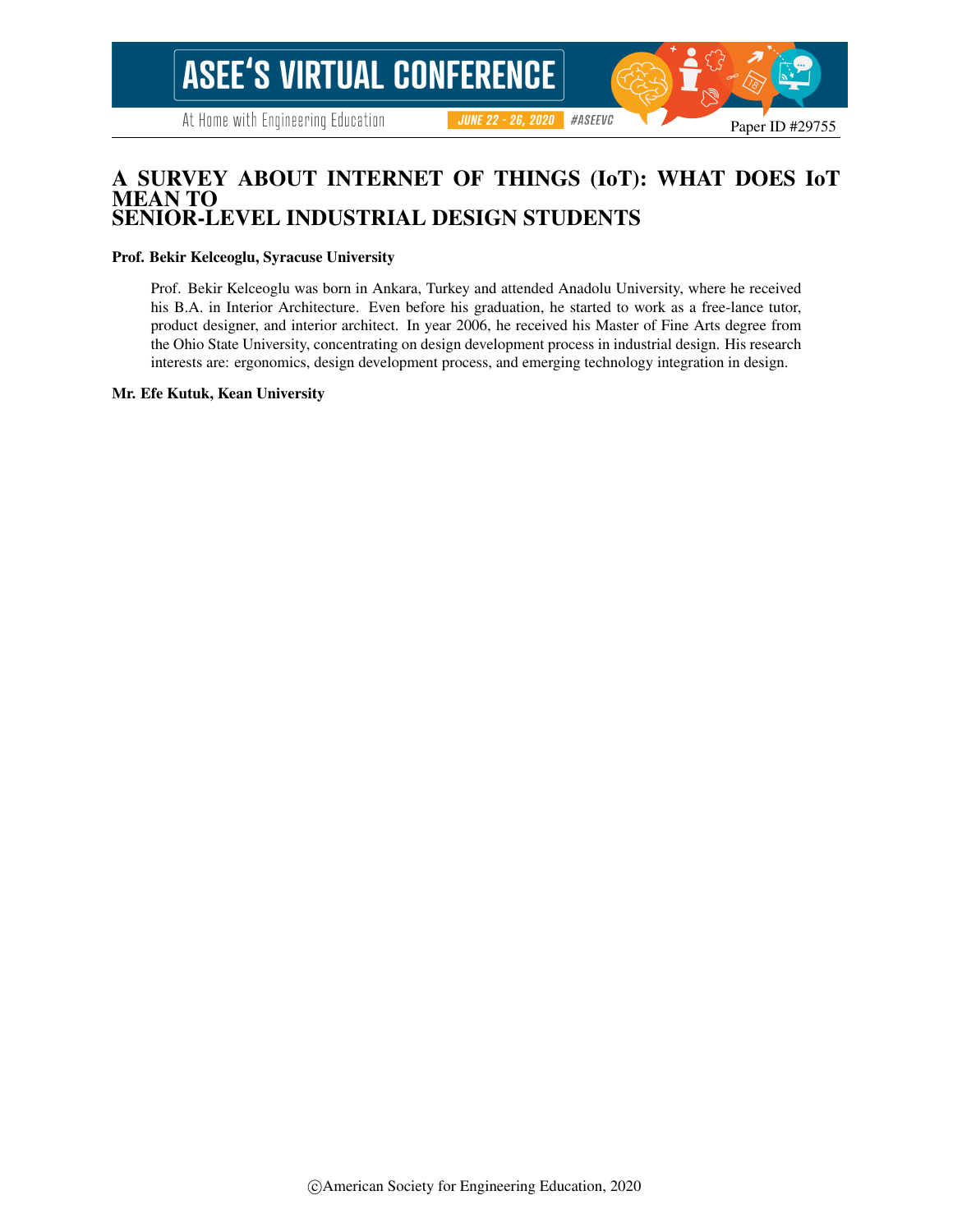# A SURVEY ABOUT INTERNET OF THINGS (IoT): WHAT DOES IoT MEAN TO SENIOR-LEVEL INDUSTRIAL DESIGN STUDENTS

**Prof. Bekir Kelceoglu, Syracuse University**

Prof. Bekir Kelceoglu was born in Ankara, Turkey and attended Anadolu University, where he received his B.A. in Interior Architecture. Even before his graduation, he started to work as a free-lance tutor, product designer, and interior architect. In year 2006, he received his Master of Fine Arts degree from the Ohio State University, concentrating on design development process in industrial design. His research interests are: ergonomics, design development process, and emerging technology integration in design.

**Mr. Efe Kutuk, Kean University**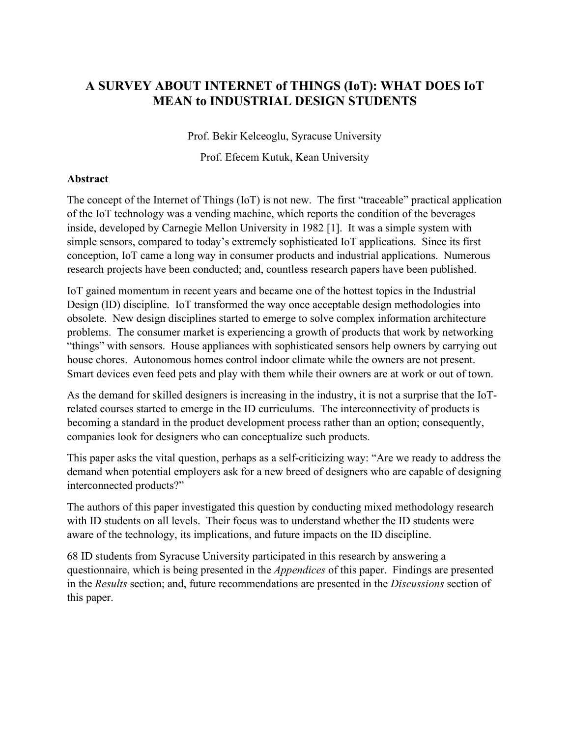# A SURVEY ABOUT INTERNET of THINGS (IoT): WHAT DOES IoT MEAN to INDUSTRIAL DESIGN STUDENTS

Prof. Bekir Kelceoglu, Syracuse University

Prof. Efecem Kutuk, Kean University

## Abstract

The concept of the Internet of Things (IoT) is not new. The first "traceable" practical application of the IoT technology was a vending machine, which reports the condition of the beverages inside, developed by Carnegie Mellon University in 1982 [1]. It was a simple system with simple sensors, compared to today's extremely sophisticated IoT applications. Since its first conception, IoT came a long way in consumer products and industrial applications. Numerous research projects have been conducted; and, countless research papers have been published.

IoT gained momentum in recent years and became one of the hottest topics in the Industrial Design (ID) discipline. IoT transformed the way once acceptable design methodologies into obsolete. New design disciplines started to emerge to solve complex information architecture problems. The consumer market is experiencing a growth of products that work by networking "things" with sensors. House appliances with sophisticated sensors help owners by carrying out house chores. Autonomous homes control indoor climate while the owners are not present. Smart devices even feed pets and play with them while their owners are at work or out of town.

As the demand for skilled designers is increasing in the industry, it is not a surprise that the IoT-related courses started to emerge in the ID curriculums. The interconnectivity of products is becoming a standard in the product development process rather than an option; consequently, companies look for designers who can conceptualize such products.

This paper asks the vital question, perhaps as a self-criticizing way: "Are we ready to address the demand when potential employers ask for a new breed of designers who are capable of designing interconnected products?"

The authors of this paper investigated this question by conducting mixed methodology research with ID students on all levels. Their focus was to understand whether the ID students were aware of the technology, its implications, and future impacts on the ID discipline.

68 ID students from Syracuse University participated in this research by answering a questionnaire, which is being presented in the *Appendices* of this paper. Findings are presented in the *Results* section; and, future recommendations are presented in the *Discussions* section of this paper.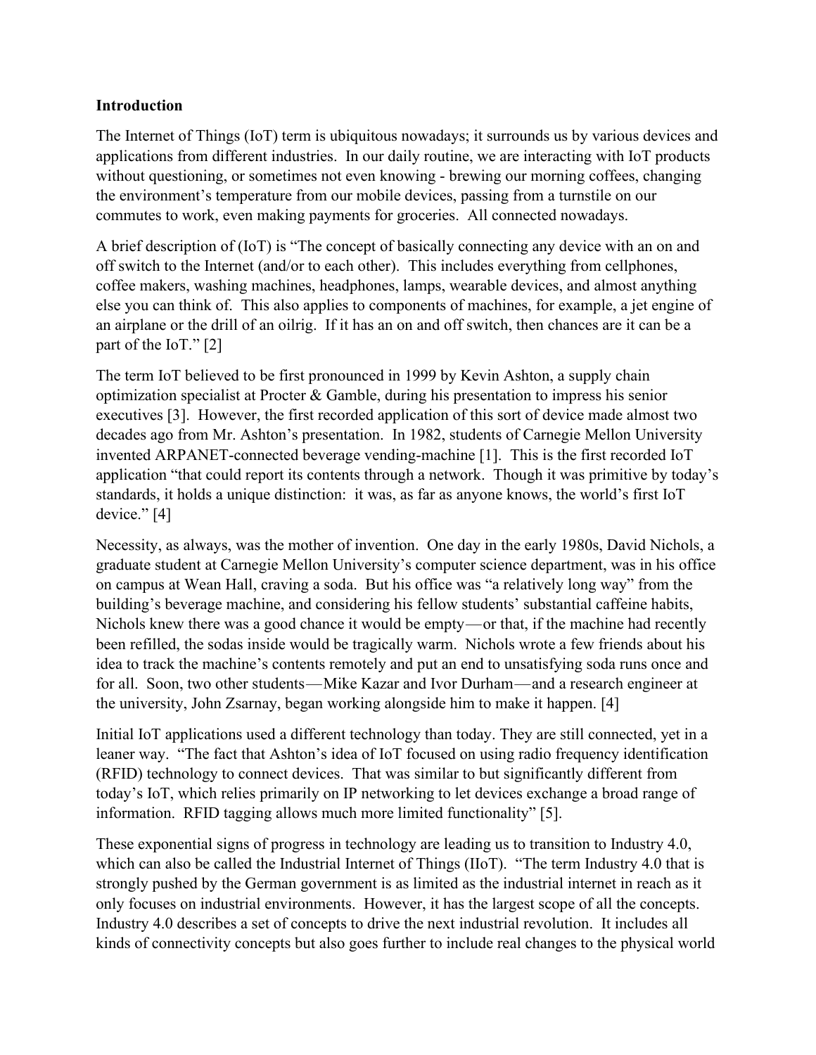**Introduction**

The Internet of Things (IoT) term is ubiquitous nowadays; it surrounds us by various devices and applications from different industries. In our daily routine, we are interacting with IoT products without questioning, or sometimes not even knowing - brewing our morning coffees, changing the environment's temperature from our mobile devices, passing from a turnstile on our commutes to work, even making payments for groceries. All connected nowadays.

A brief description of (IoT) is "The concept of basically connecting any device with an on and off switch to the Internet (and/or to each other). This includes everything from cellphones, coffee makers, washing machines, headphones, lamps, wearable devices, and almost anything else you can think of. This also applies to components of machines, for example, a jet engine of an airplane or the drill of an oilrig. If it has an on and off switch, then chances are it can be a part of the IoT." [2]

The term IoT believed to be first pronounced in 1999 by Kevin Ashton, a supply chain optimization specialist at Procter & Gamble, during his presentation to impress his senior executives [3]. However, the first recorded application of this sort of device made almost two decades ago from Mr. Ashton's presentation. In 1982, students of Carnegie Mellon University invented ARPANET-connected beverage vending-machine [1]. This is the first recorded IoT application "that could report its contents through a network. Though it was primitive by today's standards, it holds a unique distinction: it was, as far as anyone knows, the world's first IoT device." [4]

Necessity, as always, was the mother of invention. One day in the early 1980s, David Nichols, a graduate student at Carnegie Mellon University's computer science department, was in his office on campus at Wean Hall, craving a soda. But his office was "a relatively long way" from the building's beverage machine, and considering his fellow students' substantial caffeine habits, Nichols knew there was a good chance it would be empty—or that, if the machine had recently been refilled, the sodas inside would be tragically warm. Nichols wrote a few friends about his idea to track the machine's contents remotely and put an end to unsatisfying soda runs once and for all. Soon, two other students—Mike Kazar and Ivor Durham—and a research engineer at the university, John Zsarnay, began working alongside him to make it happen. [4]

Initial IoT applications used a different technology than today. They are still connected, yet in a leaner way. "The fact that Ashton's idea of IoT focused on using radio frequency identification (RFID) technology to connect devices. That was similar to but significantly different from today's IoT, which relies primarily on IP networking to let devices exchange a broad range of information. RFID tagging allows much more limited functionality" [5].

These exponential signs of progress in technology are leading us to transition to Industry 4.0, which can also be called the Industrial Internet of Things (IIoT). "The term Industry 4.0 that is strongly pushed by the German government is as limited as the industrial internet in reach as it only focuses on industrial environments. However, it has the largest scope of all the concepts. Industry 4.0 describes a set of concepts to drive the next industrial revolution. It includes all kinds of connectivity concepts but also goes further to include real changes to the physical world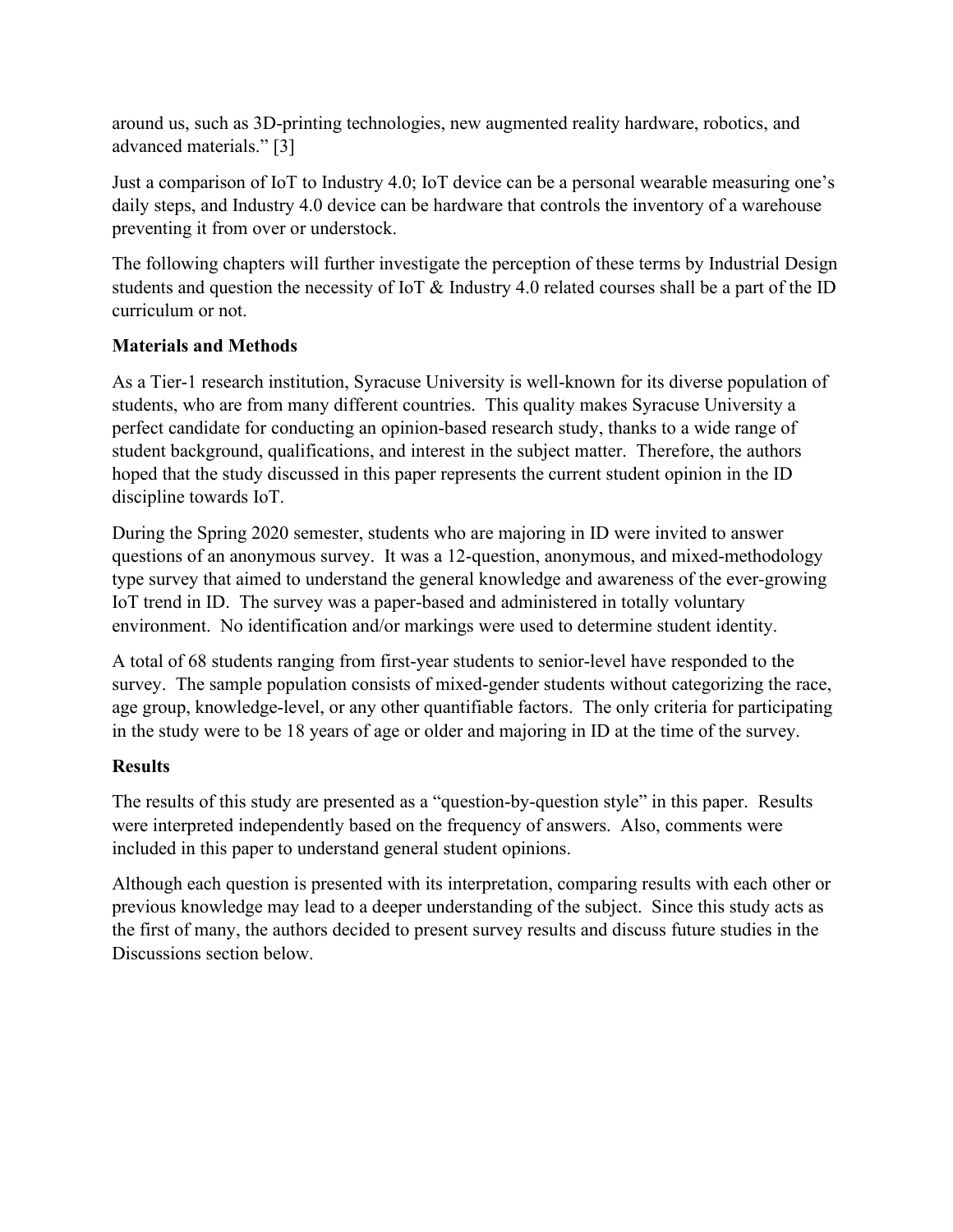around us, such as 3D-printing technologies, new augmented reality hardware, robotics, and advanced materials." [3]

Just a comparison of IoT to Industry 4.0; IoT device can be a personal wearable measuring one's daily steps, and Industry 4.0 device can be hardware that controls the inventory of a warehouse preventing it from over or understock.

The following chapters will further investigate the perception of these terms by Industrial Design students and question the necessity of IoT & Industry 4.0 related courses shall be a part of the ID curriculum or not.

## Materials and Methods

As a Tier-1 research institution, Syracuse University is well-known for its diverse population of students, who are from many different countries. This quality makes Syracuse University a perfect candidate for conducting an opinion-based research study, thanks to a wide range of student background, qualifications, and interest in the subject matter. Therefore, the authors hoped that the study discussed in this paper represents the current student opinion in the ID discipline towards IoT.

During the Spring 2020 semester, students who are majoring in ID were invited to answer questions of an anonymous survey. It was a 12-question, anonymous, and mixed-methodology type survey that aimed to understand the general knowledge and awareness of the ever-growing IoT trend in ID. The survey was a paper-based and administered in totally voluntary environment. No identification and/or markings were used to determine student identity.

A total of 68 students ranging from first-year students to senior-level have responded to the survey. The sample population consists of mixed-gender students without categorizing the race, age group, knowledge-level, or any other quantifiable factors. The only criteria for participating in the study were to be 18 years of age or older and majoring in ID at the time of the survey.

## Results

The results of this study are presented as a "question-by-question style" in this paper. Results were interpreted independently based on the frequency of answers. Also, comments were included in this paper to understand general student opinions.

Although each question is presented with its interpretation, comparing results with each other or previous knowledge may lead to a deeper understanding of the subject. Since this study acts as the first of many, the authors decided to present survey results and discuss future studies in the Discussions section below.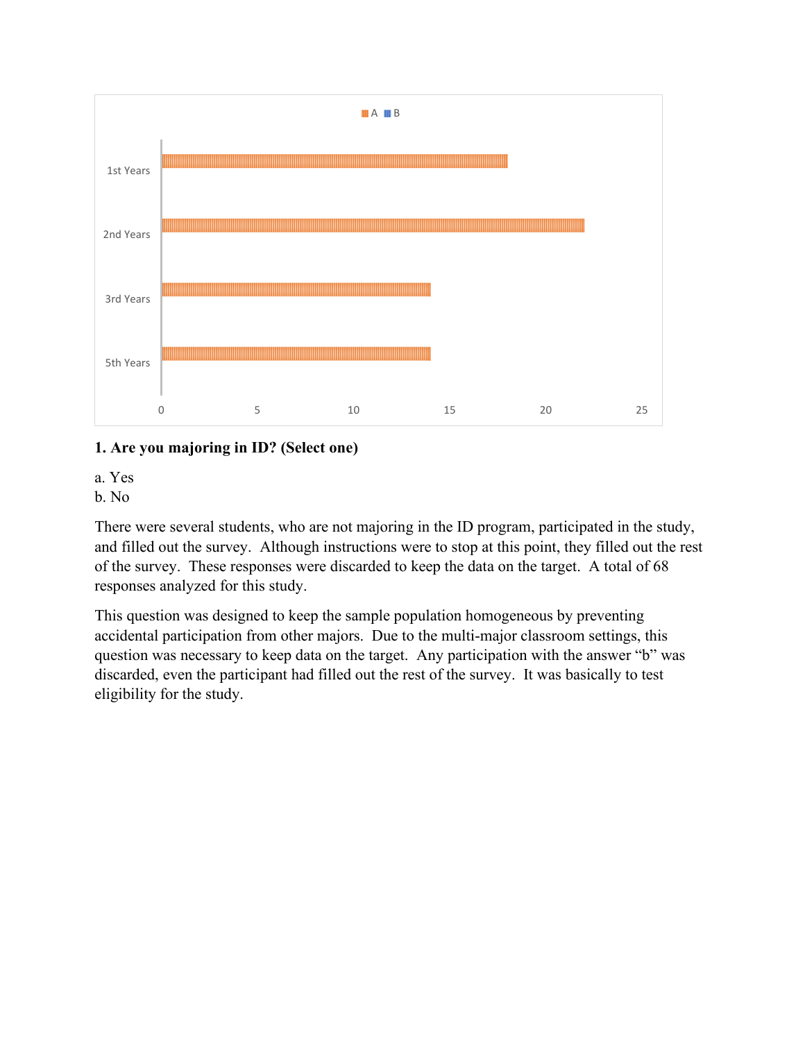**1. Are you majoring in ID? (Select one)**

a. Yes
b. No

There were several students, who are not majoring in the ID program, participated in the study, and filled out the survey. Although instructions were to stop at this point, they filled out the rest of the survey. These responses were discarded to keep the data on the target. A total of 68 responses analyzed for this study.

This question was designed to keep the sample population homogeneous by preventing accidental participation from other majors. Due to the multi-major classroom settings, this question was necessary to keep data on the target. Any participation with the answer "b" was discarded, even the participant had filled out the rest of the survey. It was basically to test eligibility for the study.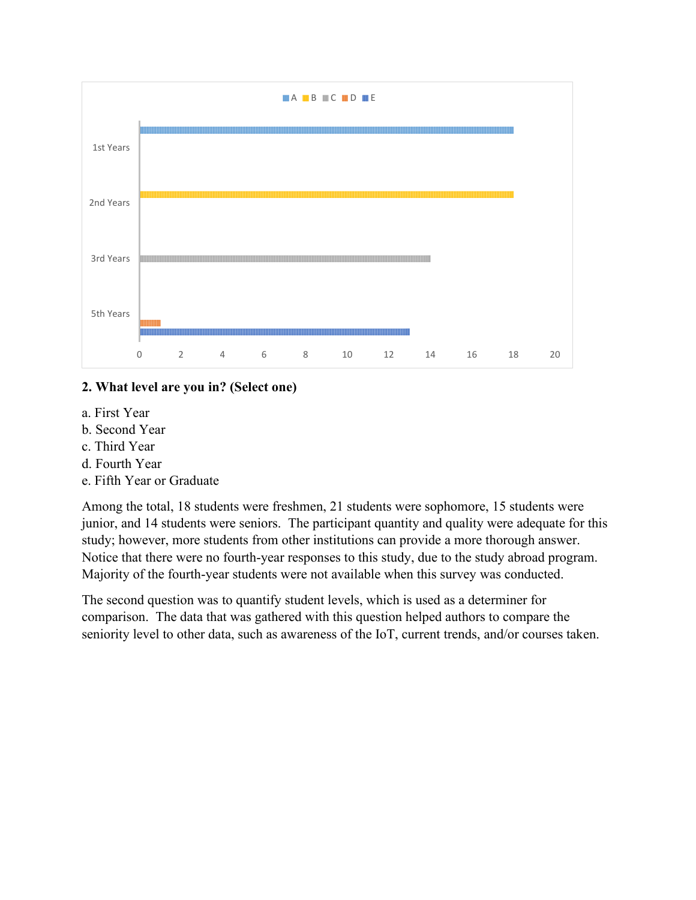**2. What level are you in? (Select one)**

a. First Year
b. Second Year
c. Third Year
d. Fourth Year
e. Fifth Year or Graduate

Among the total, 18 students were freshmen, 21 students were sophomore, 15 students were junior, and 14 students were seniors. The participant quantity and quality were adequate for this study; however, more students from other institutions can provide a more thorough answer. Notice that there were no fourth-year responses to this study, due to the study abroad program. Majority of the fourth-year students were not available when this survey was conducted.

The second question was to quantify student levels, which is used as a determiner for comparison. The data that was gathered with this question helped authors to compare the seniority level to other data, such as awareness of the IoT, current trends, and/or courses taken.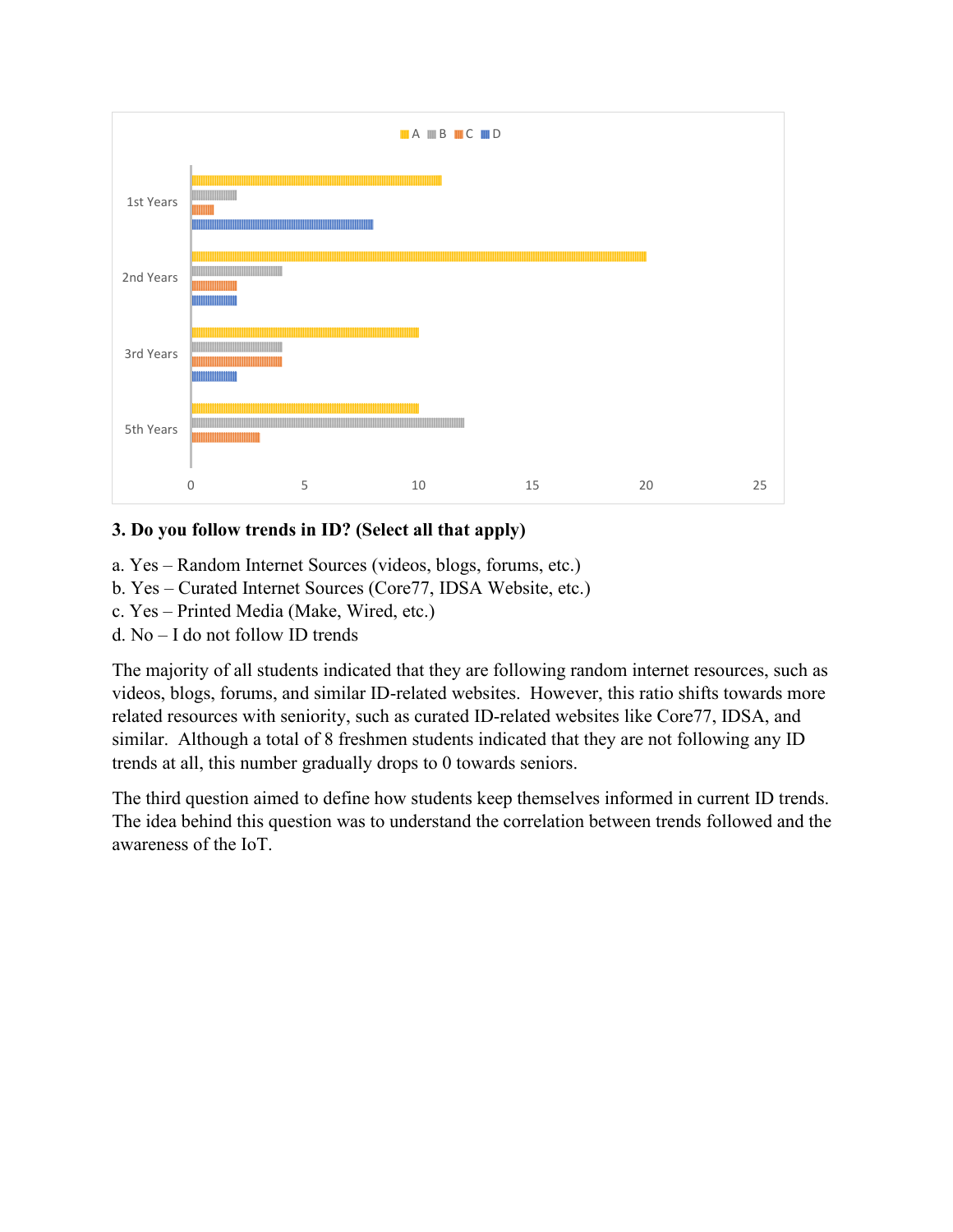**3. Do you follow trends in ID? (Select all that apply)**

a. Yes – Random Internet Sources (videos, blogs, forums, etc.)
b. Yes – Curated Internet Sources (Core77, IDSA Website, etc.)
c. Yes – Printed Media (Make, Wired, etc.)
d. No – I do not follow ID trends

The majority of all students indicated that they are following random internet resources, such as videos, blogs, forums, and similar ID-related websites. However, this ratio shifts towards more related resources with seniority, such as curated ID-related websites like Core77, IDSA, and similar. Although a total of 8 freshmen students indicated that they are not following any ID trends at all, this number gradually drops to 0 towards seniors.

The third question aimed to define how students keep themselves informed in current ID trends. The idea behind this question was to understand the correlation between trends followed and the awareness of the IoT.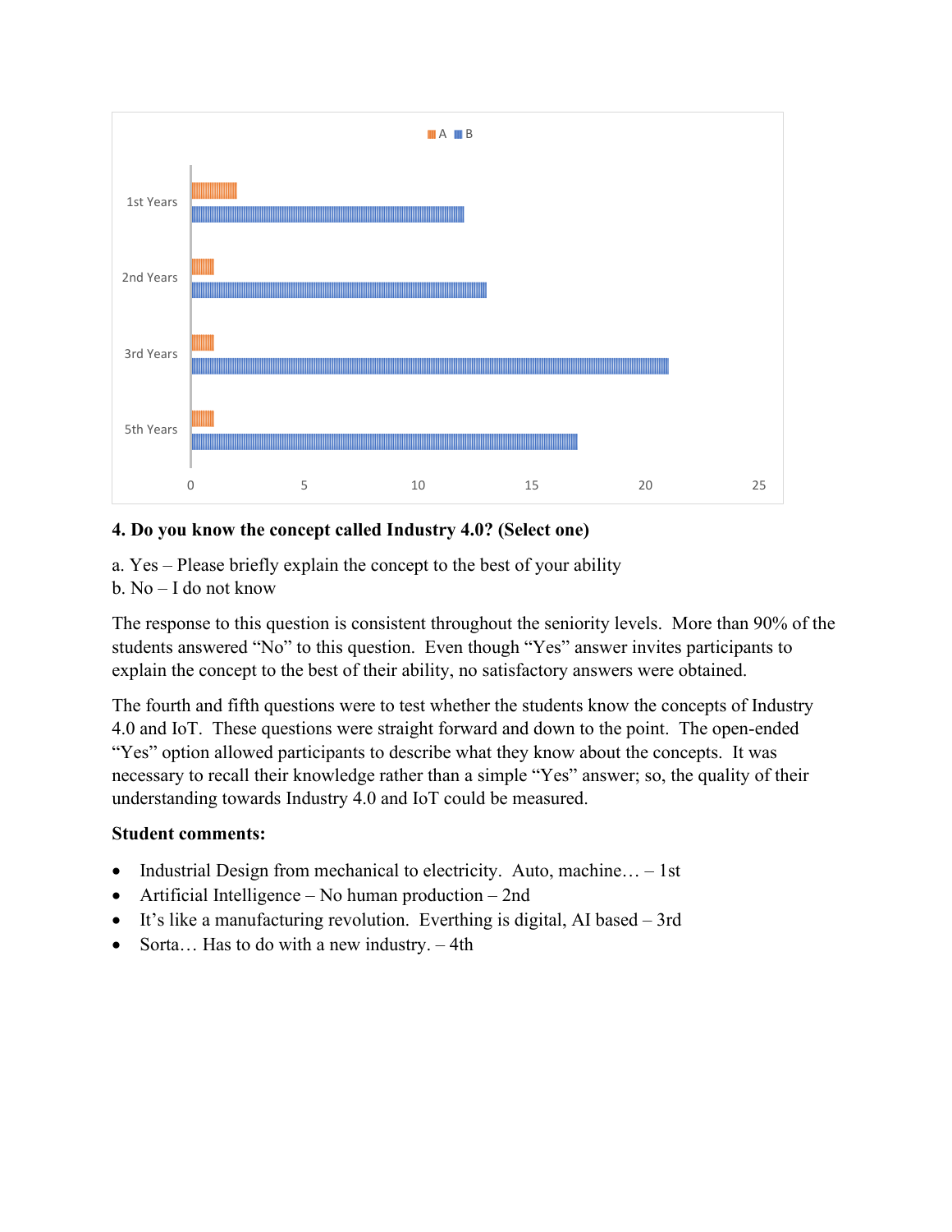**4. Do you know the concept called Industry 4.0? (Select one)**

a. Yes – Please briefly explain the concept to the best of your ability
b. No – I do not know

The response to this question is consistent throughout the seniority levels. More than 90% of the students answered "No" to this question. Even though "Yes" answer invites participants to explain the concept to the best of their ability, no satisfactory answers were obtained.

The fourth and fifth questions were to test whether the students know the concepts of Industry 4.0 and IoT. These questions were straight forward and down to the point. The open-ended "Yes" option allowed participants to describe what they know about the concepts. It was necessary to recall their knowledge rather than a simple "Yes" answer; so, the quality of their understanding towards Industry 4.0 and IoT could be measured.

**Student comments:**

- Industrial Design from mechanical to electricity. Auto, machine… – 1st
- Artificial Intelligence – No human production – 2nd
- It's like a manufacturing revolution. Everthing is digital, AI based – 3rd
- Sorta… Has to do with a new industry. – 4th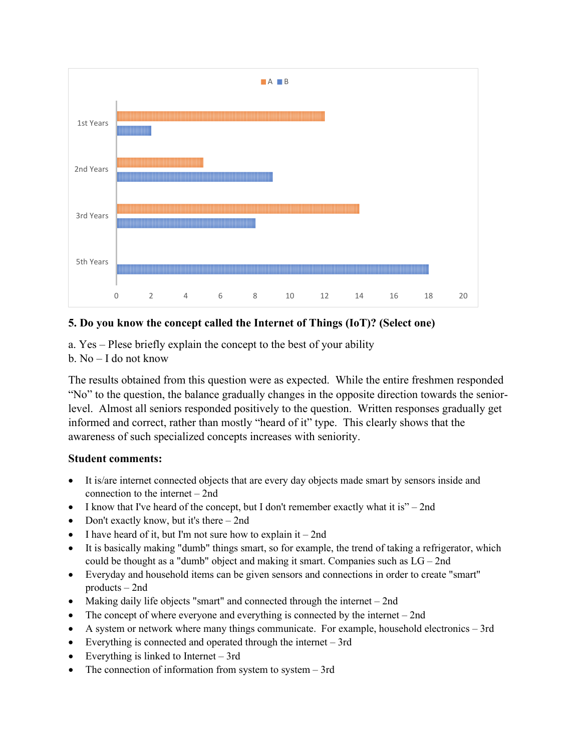| | A | B |
|---|---|---|
| 1st Years | 12 | 2 |
| 2nd Years | 5 | 9 |
| 3rd Years | 14 | 8 |
| 5th Years | | 18 |

**5. Do you know the concept called the Internet of Things (IoT)? (Select one)**

a. Yes – Plese briefly explain the concept to the best of your ability
b. No – I do not know

The results obtained from this question were as expected. While the entire freshmen responded "No" to the question, the balance gradually changes in the opposite direction towards the senior-level. Almost all seniors responded positively to the question. Written responses gradually get informed and correct, rather than mostly "heard of it" type. This clearly shows that the awareness of such specialized concepts increases with seniority.

**Student comments:**

- It is/are internet connected objects that are every day objects made smart by sensors inside and connection to the internet – 2nd
- I know that I've heard of the concept, but I don't remember exactly what it is" – 2nd
- Don't exactly know, but it's there – 2nd
- I have heard of it, but I'm not sure how to explain it – 2nd
- It is basically making "dumb" things smart, so for example, the trend of taking a refrigerator, which could be thought as a "dumb" object and making it smart. Companies such as LG – 2nd
- Everyday and household items can be given sensors and connections in order to create "smart" products – 2nd
- Making daily life objects "smart" and connected through the internet – 2nd
- The concept of where everyone and everything is connected by the internet – 2nd
- A system or network where many things communicate. For example, household electronics – 3rd
- Everything is connected and operated through the internet – 3rd
- Everything is linked to Internet – 3rd
- The connection of information from system to system – 3rd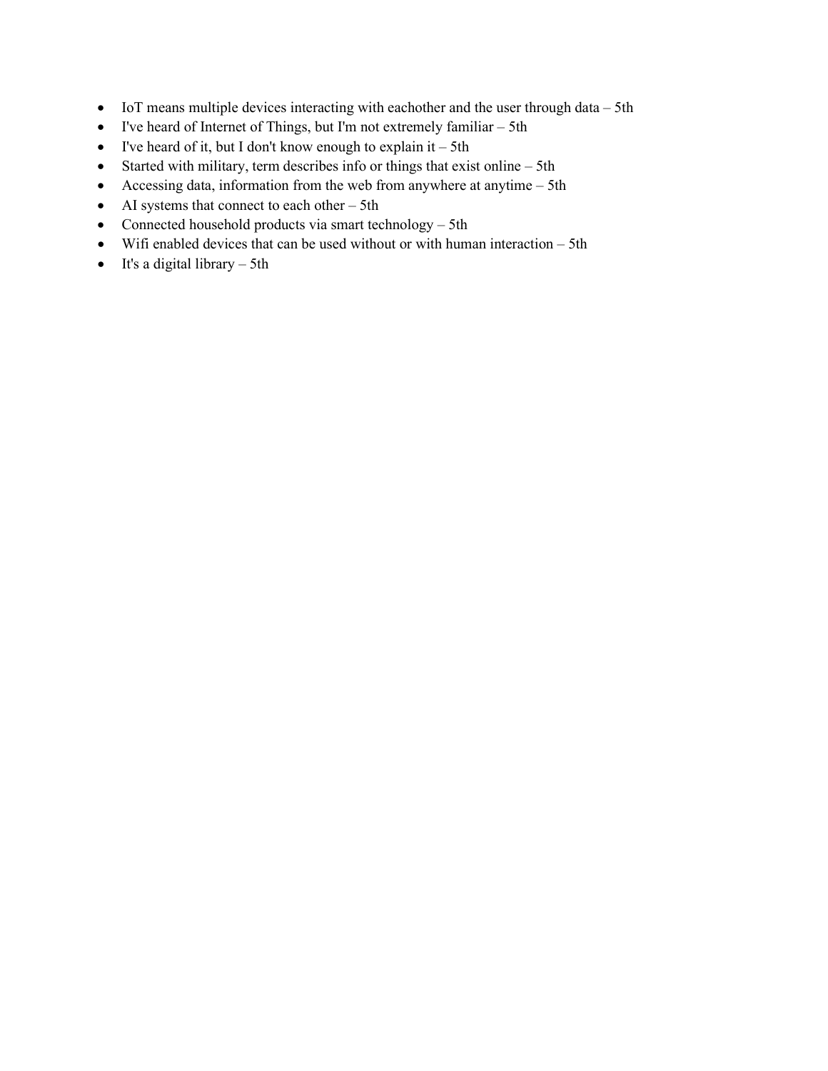- IoT means multiple devices interacting with eachother and the user through data – 5th
- I've heard of Internet of Things, but I'm not extremely familiar – 5th
- I've heard of it, but I don't know enough to explain it – 5th
- Started with military, term describes info or things that exist online – 5th
- Accessing data, information from the web from anywhere at anytime – 5th
- AI systems that connect to each other – 5th
- Connected household products via smart technology – 5th
- Wifi enabled devices that can be used without or with human interaction – 5th
- It's a digital library – 5th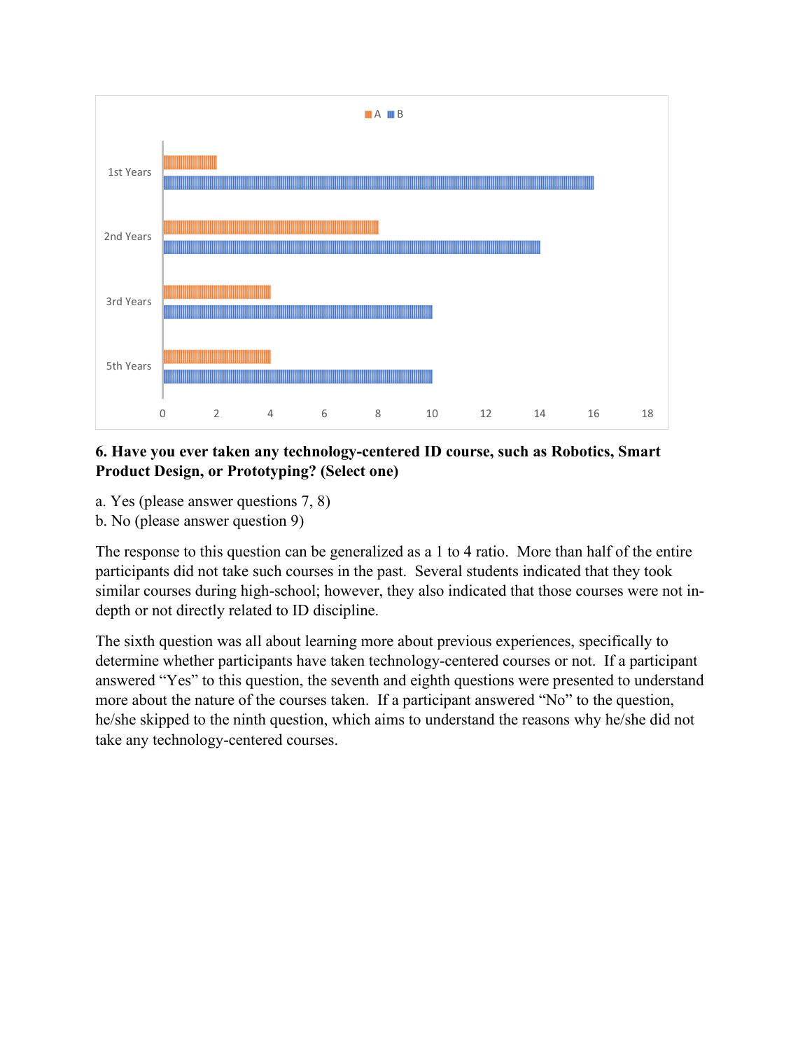| | A | B |
|---|---|---|
| 1st Years | 2 | 16 |
| 2nd Years | 8 | 14 |
| 3rd Years | 4 | 10 |
| 5th Years | 4 | 10 |

**6. Have you ever taken any technology-centered ID course, such as Robotics, Smart Product Design, or Prototyping? (Select one)**

a. Yes (please answer questions 7, 8)
b. No (please answer question 9)

The response to this question can be generalized as a 1 to 4 ratio. More than half of the entire participants did not take such courses in the past. Several students indicated that they took similar courses during high-school; however, they also indicated that those courses were not in-depth or not directly related to ID discipline.

The sixth question was all about learning more about previous experiences, specifically to determine whether participants have taken technology-centered courses or not. If a participant answered "Yes" to this question, the seventh and eighth questions were presented to understand more about the nature of the courses taken. If a participant answered "No" to the question, he/she skipped to the ninth question, which aims to understand the reasons why he/she did not take any technology-centered courses.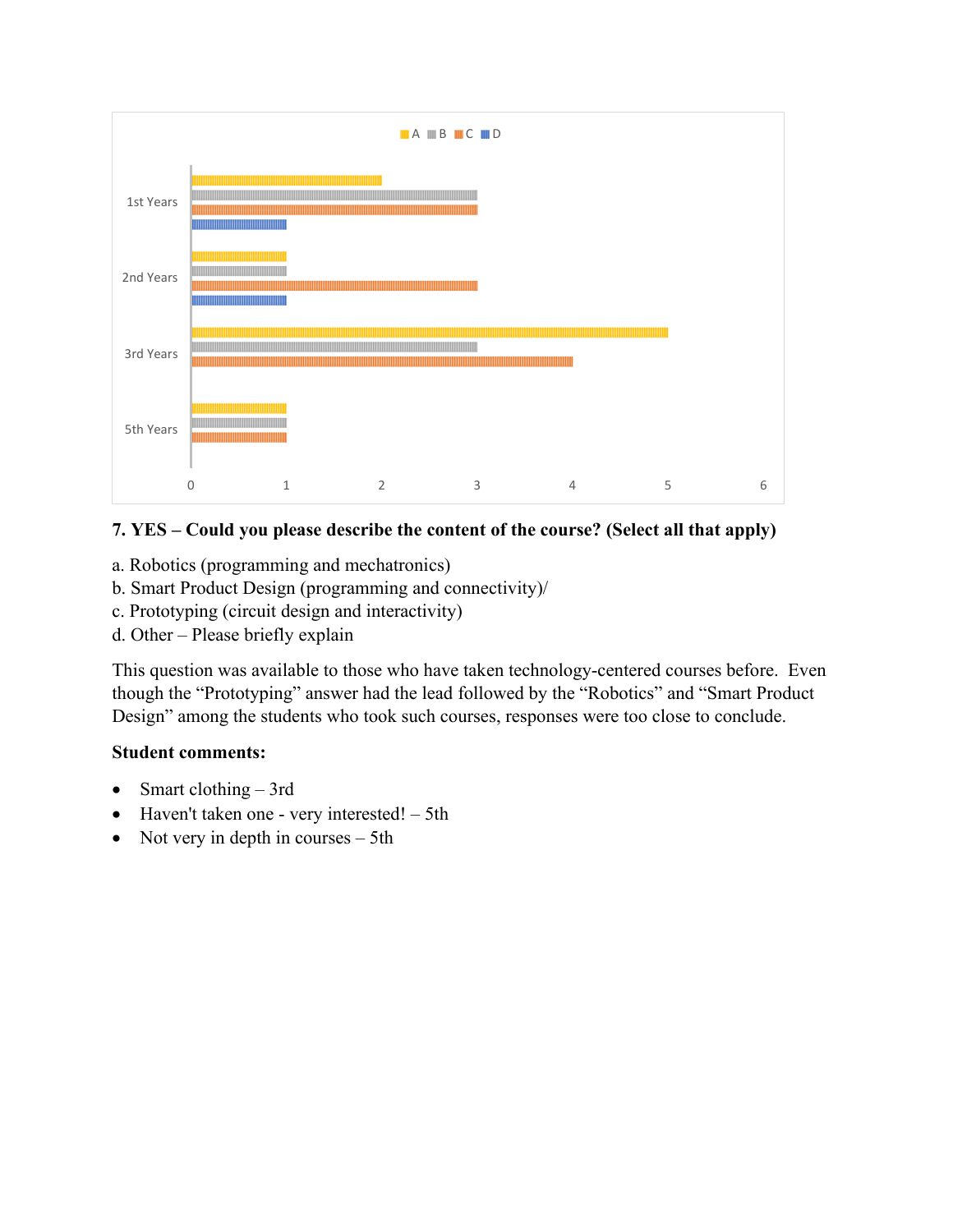**7. YES – Could you please describe the content of the course? (Select all that apply)**

a. Robotics (programming and mechatronics)
b. Smart Product Design (programming and connectivity)/
c. Prototyping (circuit design and interactivity)
d. Other – Please briefly explain

This question was available to those who have taken technology-centered courses before. Even though the "Prototyping" answer had the lead followed by the "Robotics" and "Smart Product Design" among the students who took such courses, responses were too close to conclude.

**Student comments:**

- Smart clothing – 3rd
- Haven't taken one - very interested! – 5th
- Not very in depth in courses – 5th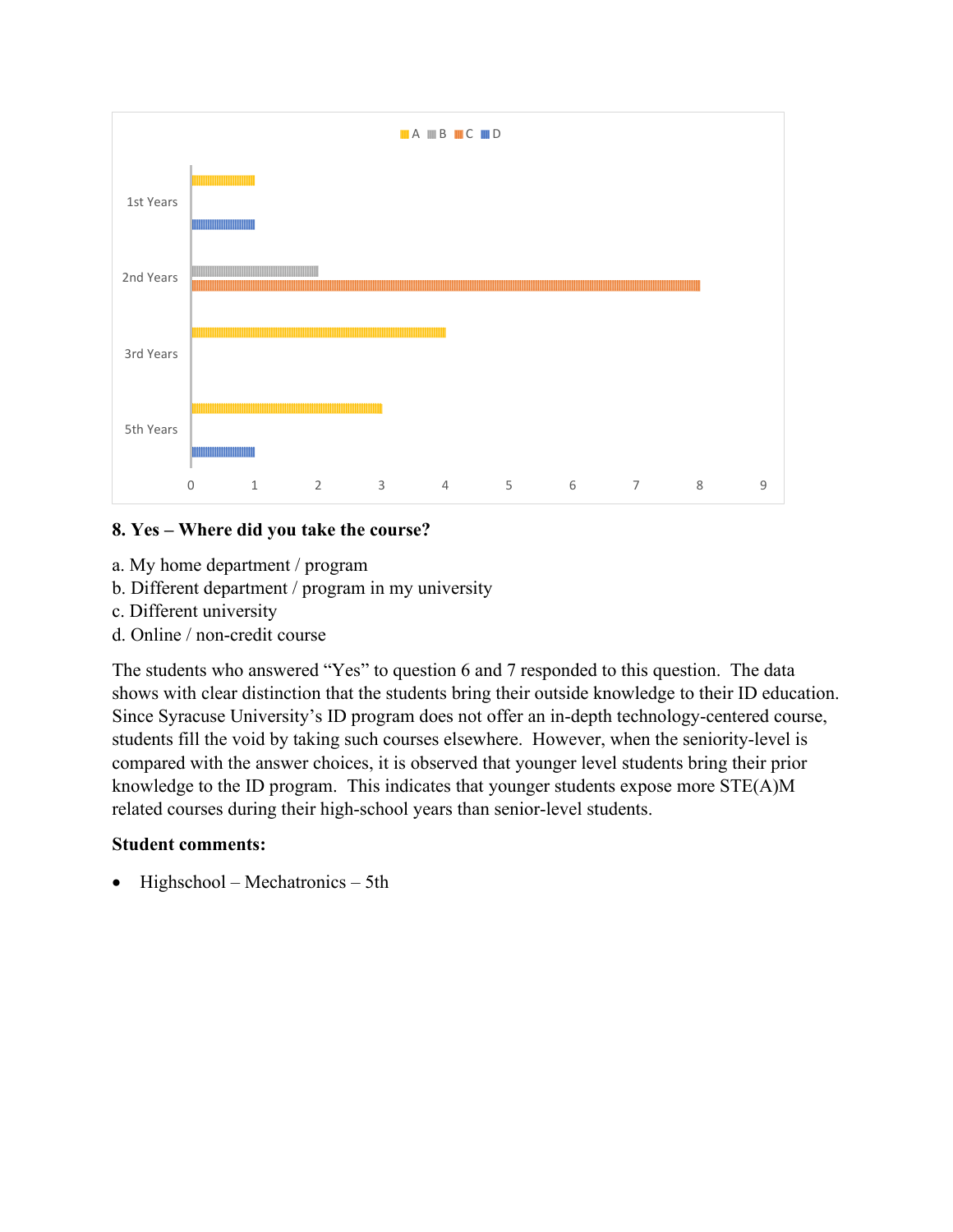| | A | B | C | D |
|---|---|---|---|---|
| 1st Years | 1 | | | 1 |
| 2nd Years | | 2 | 8 | |
| 3rd Years | 4 | | | |
| 5th Years | 3 | | | 1 |

**8. Yes – Where did you take the course?**

a. My home department / program
b. Different department / program in my university
c. Different university
d. Online / non-credit course

The students who answered "Yes" to question 6 and 7 responded to this question. The data shows with clear distinction that the students bring their outside knowledge to their ID education. Since Syracuse University's ID program does not offer an in-depth technology-centered course, students fill the void by taking such courses elsewhere. However, when the seniority-level is compared with the answer choices, it is observed that younger level students bring their prior knowledge to the ID program. This indicates that younger students expose more STE(A)M related courses during their high-school years than senior-level students.

**Student comments:**

- Highschool – Mechatronics – 5th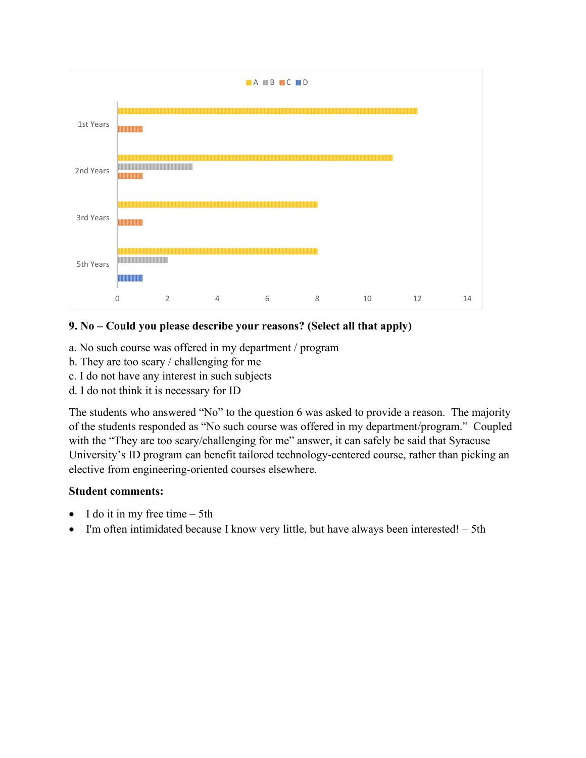**9. No – Could you please describe your reasons? (Select all that apply)**

a. No such course was offered in my department / program
b. They are too scary / challenging for me
c. I do not have any interest in such subjects
d. I do not think it is necessary for ID

The students who answered "No" to the question 6 was asked to provide a reason. The majority of the students responded as "No such course was offered in my department/program." Coupled with the "They are too scary/challenging for me" answer, it can safely be said that Syracuse University's ID program can benefit tailored technology-centered course, rather than picking an elective from engineering-oriented courses elsewhere.

**Student comments:**

- I do it in my free time – 5th
- I'm often intimidated because I know very little, but have always been interested! – 5th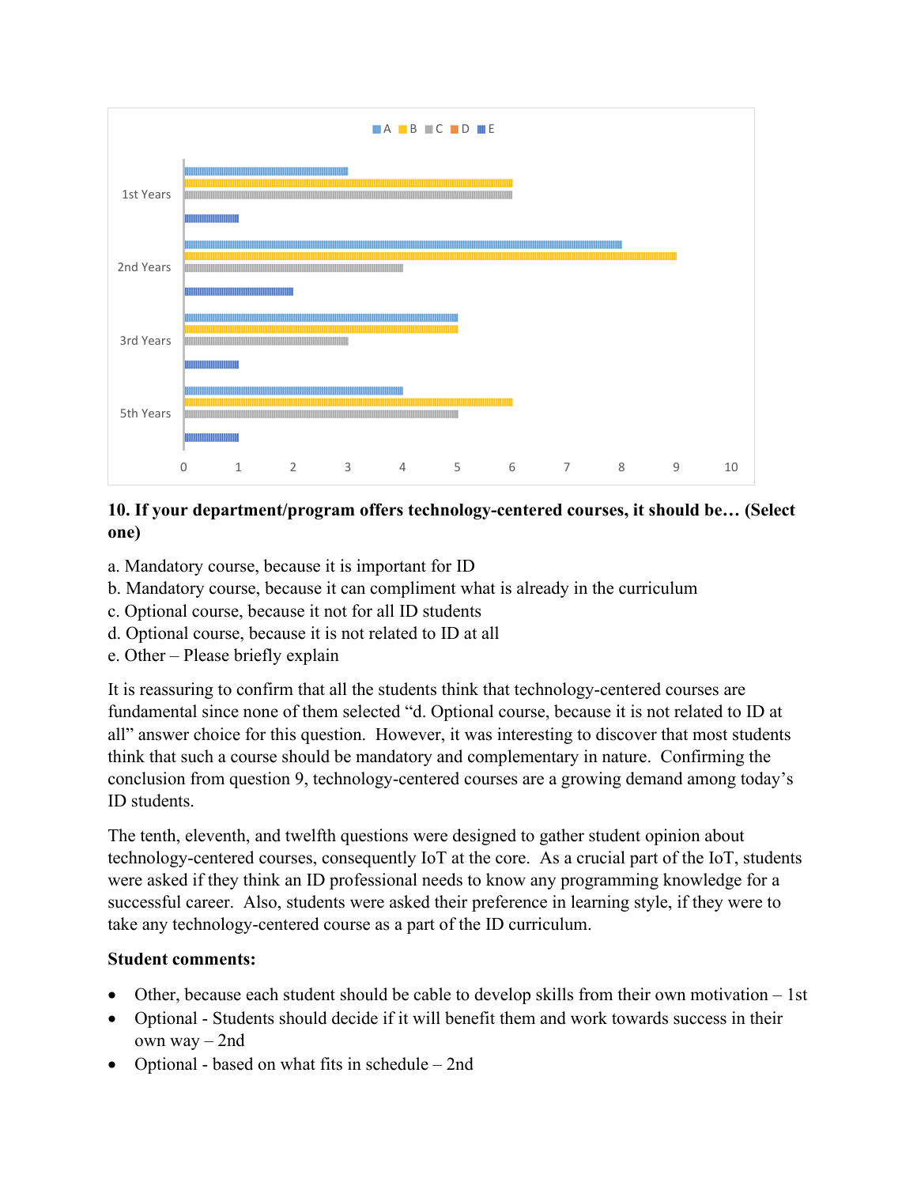| | A | B | C | D | E |
|---|---|---|---|---|---|
| 1st Years | 3 | 6 | 6 | | 1 |
| 2nd Years | 8 | 9 | 4 | | 2 |
| 3rd Years | 5 | 5 | 3 | | 1 |
| 5th Years | 4 | 6 | 5 | | 1 |

**10. If your department/program offers technology-centered courses, it should be… (Select one)**

a. Mandatory course, because it is important for ID
b. Mandatory course, because it can compliment what is already in the curriculum
c. Optional course, because it not for all ID students
d. Optional course, because it is not related to ID at all
e. Other – Please briefly explain

It is reassuring to confirm that all the students think that technology-centered courses are fundamental since none of them selected "d. Optional course, because it is not related to ID at all" answer choice for this question. However, it was interesting to discover that most students think that such a course should be mandatory and complementary in nature. Confirming the conclusion from question 9, technology-centered courses are a growing demand among today's ID students.

The tenth, eleventh, and twelfth questions were designed to gather student opinion about technology-centered courses, consequently IoT at the core. As a crucial part of the IoT, students were asked if they think an ID professional needs to know any programming knowledge for a successful career. Also, students were asked their preference in learning style, if they were to take any technology-centered course as a part of the ID curriculum.

**Student comments:**

- Other, because each student should be cable to develop skills from their own motivation – 1st
- Optional - Students should decide if it will benefit them and work towards success in their own way – 2nd
- Optional - based on what fits in schedule – 2nd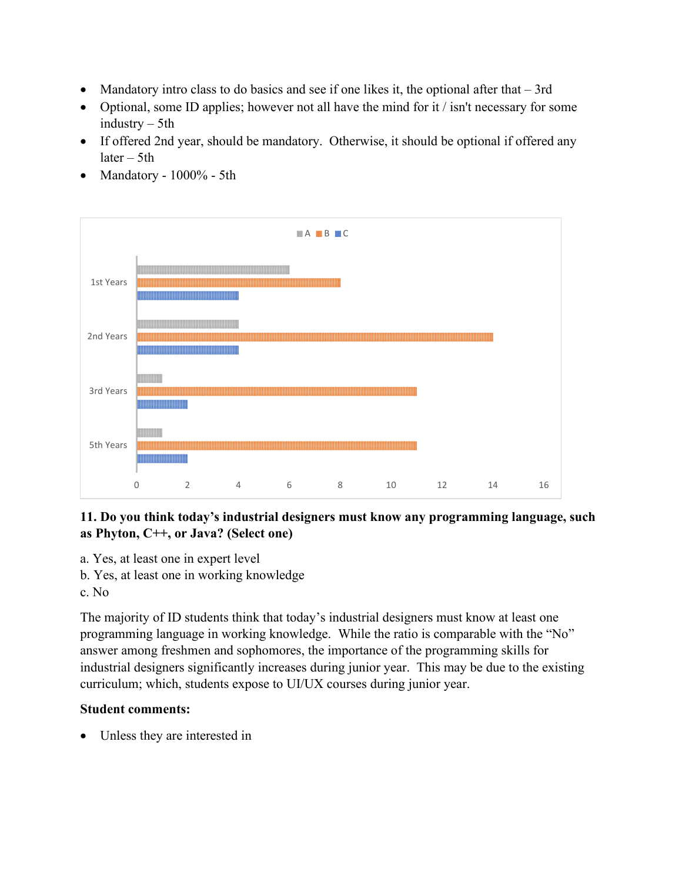- Mandatory intro class to do basics and see if one likes it, the optional after that – 3rd
- Optional, some ID applies; however not all have the mind for it / isn't necessary for some industry – 5th
- If offered 2nd year, should be mandatory. Otherwise, it should be optional if offered any later – 5th
- Mandatory - 1000% - 5th

| | A | B | C |
|---|---|---|---|
| 1st Years | 6 | 8 | 4 |
| 2nd Years | 4 | 14 | 4 |
| 3rd Years | 1 | 11 | 2 |
| 5th Years | 1 | 11 | 2 |

**11. Do you think today's industrial designers must know any programming language, such as Phyton, C++, or Java? (Select one)**

a. Yes, at least one in expert level
b. Yes, at least one in working knowledge
c. No

The majority of ID students think that today's industrial designers must know at least one programming language in working knowledge. While the ratio is comparable with the "No" answer among freshmen and sophomores, the importance of the programming skills for industrial designers significantly increases during junior year. This may be due to the existing curriculum; which, students expose to UI/UX courses during junior year.

**Student comments:**

- Unless they are interested in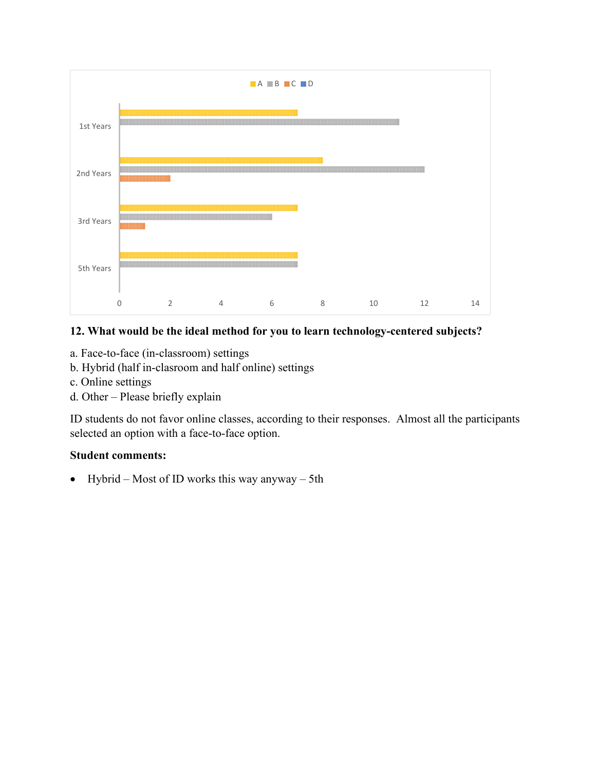**12. What would be the ideal method for you to learn technology-centered subjects?**

a. Face-to-face (in-classroom) settings
b. Hybrid (half in-clasroom and half online) settings
c. Online settings
d. Other – Please briefly explain

ID students do not favor online classes, according to their responses. Almost all the participants selected an option with a face-to-face option.

**Student comments:**

- Hybrid – Most of ID works this way anyway – 5th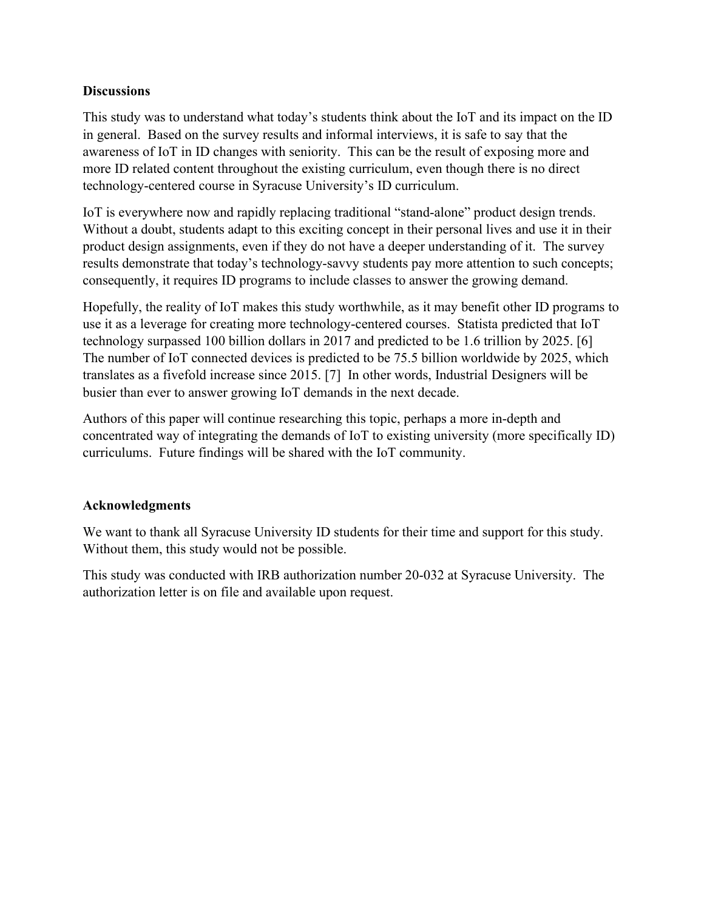## Discussions

This study was to understand what today's students think about the IoT and its impact on the ID in general. Based on the survey results and informal interviews, it is safe to say that the awareness of IoT in ID changes with seniority. This can be the result of exposing more and more ID related content throughout the existing curriculum, even though there is no direct technology-centered course in Syracuse University's ID curriculum.

IoT is everywhere now and rapidly replacing traditional "stand-alone" product design trends. Without a doubt, students adapt to this exciting concept in their personal lives and use it in their product design assignments, even if they do not have a deeper understanding of it. The survey results demonstrate that today's technology-savvy students pay more attention to such concepts; consequently, it requires ID programs to include classes to answer the growing demand.

Hopefully, the reality of IoT makes this study worthwhile, as it may benefit other ID programs to use it as a leverage for creating more technology-centered courses. Statista predicted that IoT technology surpassed 100 billion dollars in 2017 and predicted to be 1.6 trillion by 2025. [6] The number of IoT connected devices is predicted to be 75.5 billion worldwide by 2025, which translates as a fivefold increase since 2015. [7] In other words, Industrial Designers will be busier than ever to answer growing IoT demands in the next decade.

Authors of this paper will continue researching this topic, perhaps a more in-depth and concentrated way of integrating the demands of IoT to existing university (more specifically ID) curriculums. Future findings will be shared with the IoT community.

## Acknowledgments

We want to thank all Syracuse University ID students for their time and support for this study. Without them, this study would not be possible.

This study was conducted with IRB authorization number 20-032 at Syracuse University. The authorization letter is on file and available upon request.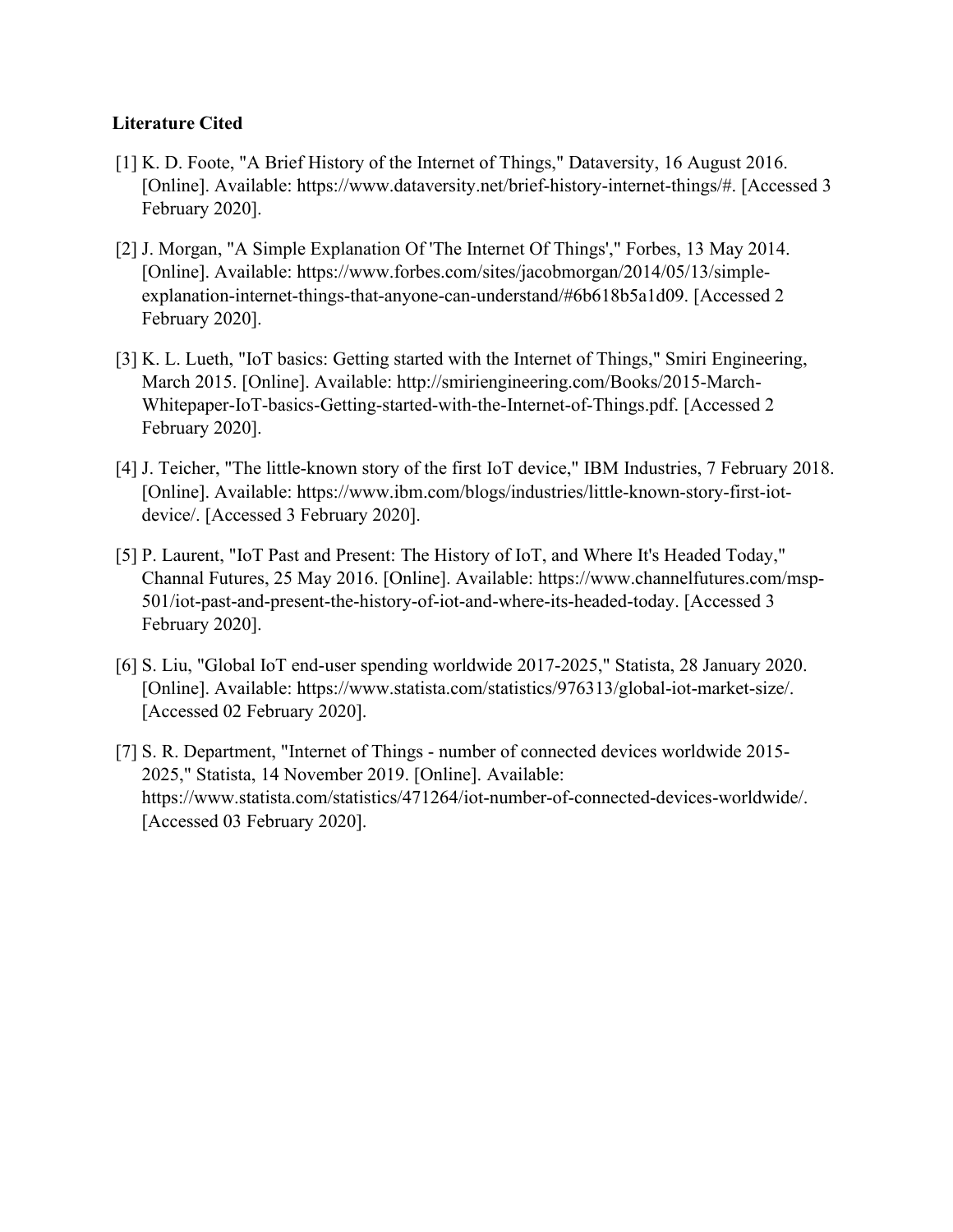**Literature Cited**

[1] K. D. Foote, "A Brief History of the Internet of Things," Dataversity, 16 August 2016. [Online]. Available: https://www.dataversity.net/brief-history-internet-things/#. [Accessed 3 February 2020].

[2] J. Morgan, "A Simple Explanation Of 'The Internet Of Things'," Forbes, 13 May 2014. [Online]. Available: https://www.forbes.com/sites/jacobmorgan/2014/05/13/simple-explanation-internet-things-that-anyone-can-understand/#6b618b5a1d09. [Accessed 2 February 2020].

[3] K. L. Lueth, "IoT basics: Getting started with the Internet of Things," Smiri Engineering, March 2015. [Online]. Available: http://smiriengineering.com/Books/2015-March-Whitepaper-IoT-basics-Getting-started-with-the-Internet-of-Things.pdf. [Accessed 2 February 2020].

[4] J. Teicher, "The little-known story of the first IoT device," IBM Industries, 7 February 2018. [Online]. Available: https://www.ibm.com/blogs/industries/little-known-story-first-iot-device/. [Accessed 3 February 2020].

[5] P. Laurent, "IoT Past and Present: The History of IoT, and Where It's Headed Today," Channal Futures, 25 May 2016. [Online]. Available: https://www.channelfutures.com/msp-501/iot-past-and-present-the-history-of-iot-and-where-its-headed-today. [Accessed 3 February 2020].

[6] S. Liu, "Global IoT end-user spending worldwide 2017-2025," Statista, 28 January 2020. [Online]. Available: https://www.statista.com/statistics/976313/global-iot-market-size/. [Accessed 02 February 2020].

[7] S. R. Department, "Internet of Things - number of connected devices worldwide 2015-2025," Statista, 14 November 2019. [Online]. Available: https://www.statista.com/statistics/471264/iot-number-of-connected-devices-worldwide/. [Accessed 03 February 2020].